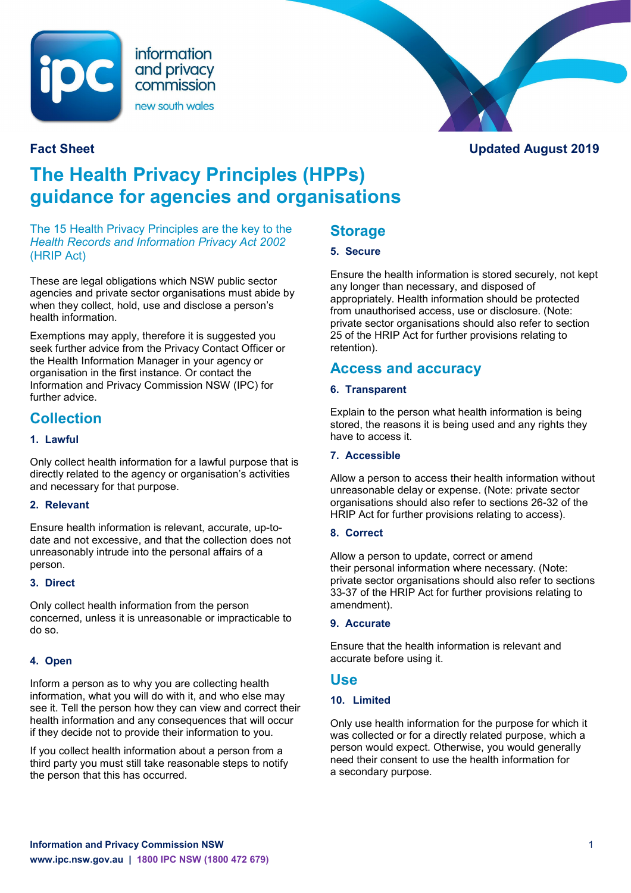information and privacy commission new south wales

**Fact Sheet** **Updated August 2019**

# The Health Privacy Principles (HPPs) guidance for agencies and organisations

The 15 Health Privacy Principles are the key to the *Health Records and Information Privacy Act 2002* (HRIP Act)

These are legal obligations which NSW public sector agencies and private sector organisations must abide by when they collect, hold, use and disclose a person's health information.

Exemptions may apply, therefore it is suggested you seek further advice from the Privacy Contact Officer or the Health Information Manager in your agency or organisation in the first instance. Or contact the Information and Privacy Commission NSW (IPC) for further advice.

## Collection

### 1. Lawful

Only collect health information for a lawful purpose that is directly related to the agency or organisation's activities and necessary for that purpose.

### 2. Relevant

Ensure health information is relevant, accurate, up-to-date and not excessive, and that the collection does not unreasonably intrude into the personal affairs of a person.

### 3. Direct

Only collect health information from the person concerned, unless it is unreasonable or impracticable to do so.

### 4. Open

Inform a person as to why you are collecting health information, what you will do with it, and who else may see it. Tell the person how they can view and correct their health information and any consequences that will occur if they decide not to provide their information to you.

If you collect health information about a person from a third party you must still take reasonable steps to notify the person that this has occurred.

## Storage

### 5. Secure

Ensure the health information is stored securely, not kept any longer than necessary, and disposed of appropriately. Health information should be protected from unauthorised access, use or disclosure. (Note: private sector organisations should also refer to section 25 of the HRIP Act for further provisions relating to retention).

## Access and accuracy

### 6. Transparent

Explain to the person what health information is being stored, the reasons it is being used and any rights they have to access it.

### 7. Accessible

Allow a person to access their health information without unreasonable delay or expense. (Note: private sector organisations should also refer to sections 26-32 of the HRIP Act for further provisions relating to access).

### 8. Correct

Allow a person to update, correct or amend their personal information where necessary. (Note: private sector organisations should also refer to sections 33-37 of the HRIP Act for further provisions relating to amendment).

### 9. Accurate

Ensure that the health information is relevant and accurate before using it.

## Use

### 10. Limited

Only use health information for the purpose for which it was collected or for a directly related purpose, which a person would expect. Otherwise, you would generally need their consent to use the health information for a secondary purpose.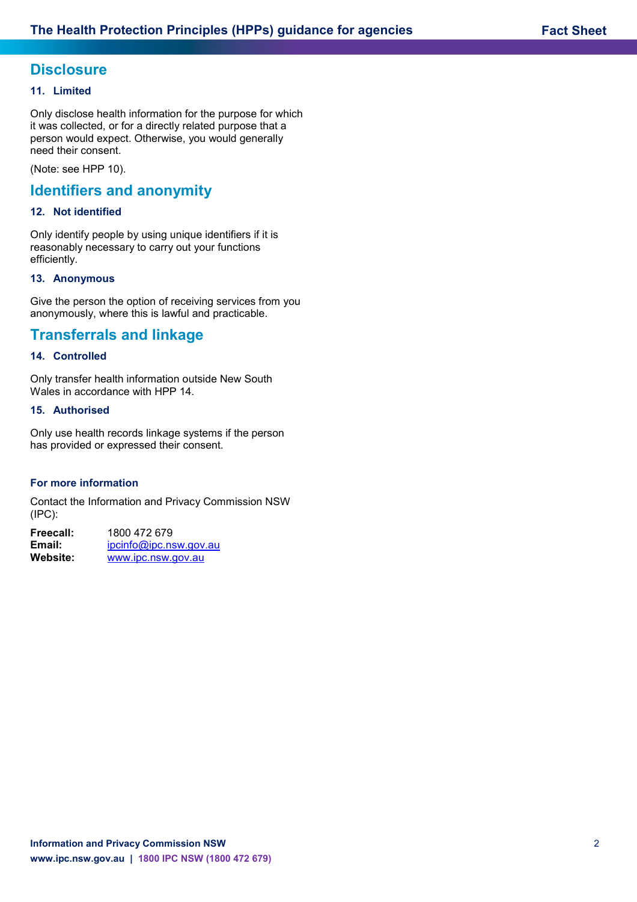## Disclosure

### 11. Limited

Only disclose health information for the purpose for which it was collected, or for a directly related purpose that a person would expect. Otherwise, you would generally need their consent.

(Note: see HPP 10).

## Identifiers and anonymity

### 12. Not identified

Only identify people by using unique identifiers if it is reasonably necessary to carry out your functions efficiently.

### 13. Anonymous

Give the person the option of receiving services from you anonymously, where this is lawful and practicable.

## Transferrals and linkage

### 14. Controlled

Only transfer health information outside New South Wales in accordance with HPP 14.

### 15. Authorised

Only use health records linkage systems if the person has provided or expressed their consent.

### For more information

Contact the Information and Privacy Commission NSW (IPC):

**Freecall:** 1800 472 679
**Email:** ipcinfo@ipc.nsw.gov.au
**Website:** www.ipc.nsw.gov.au